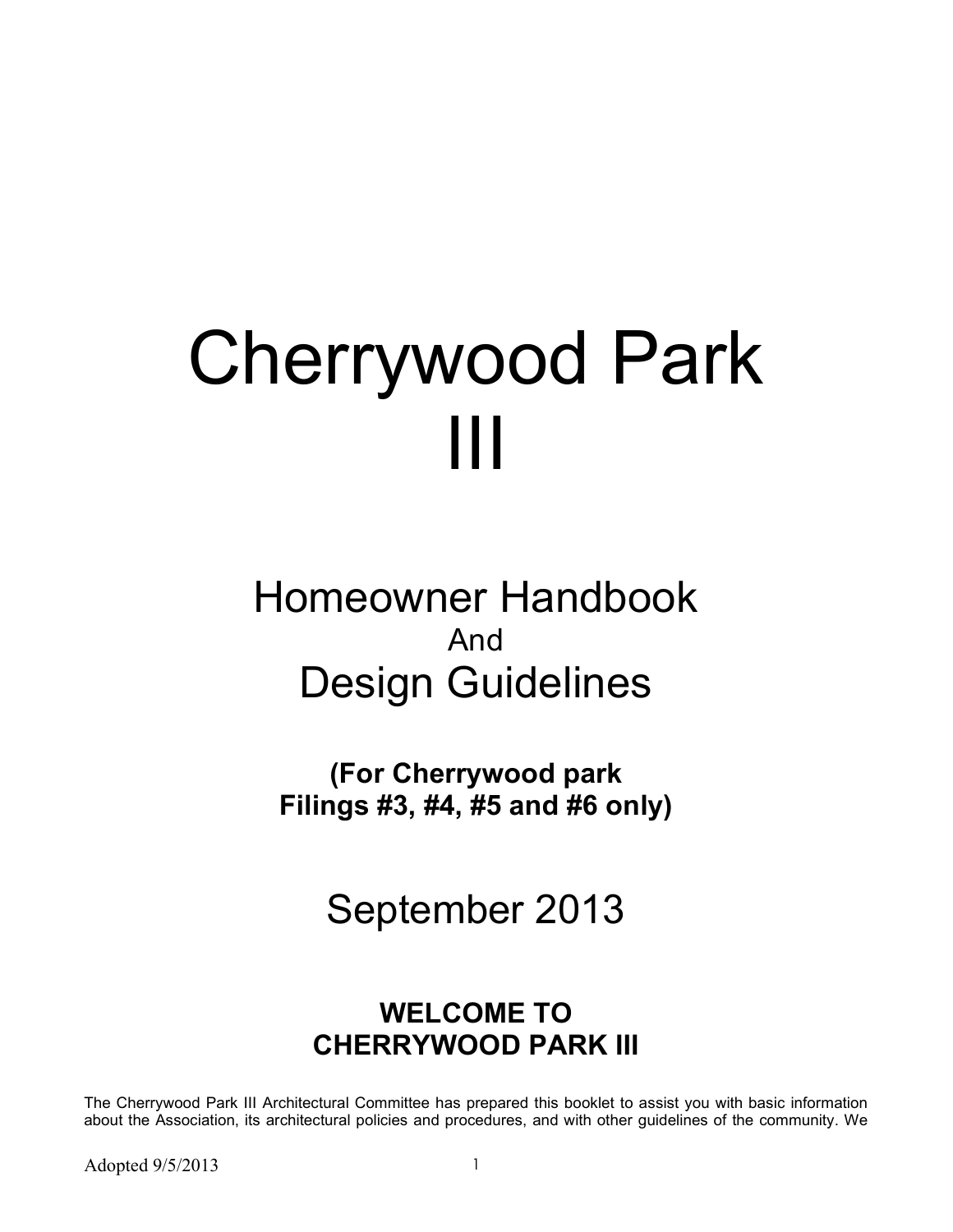# Cherrywood Park III

## Homeowner Handbook

And

## Design Guidelines

**(For Cherrywood park Filings #3, #4, #5 and #6 only)**

September 2013

## WELCOME TO CHERRYWOOD PARK III

The Cherrywood Park III Architectural Committee has prepared this booklet to assist you with basic information about the Association, its architectural policies and procedures, and with other guidelines of the community. We

Adopted 9/5/2013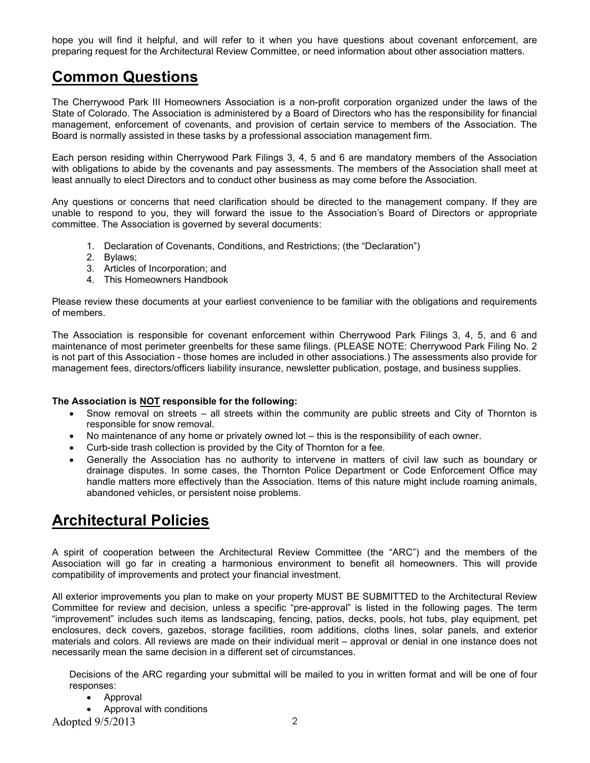hope you will find it helpful, and will refer to it when you have questions about covenant enforcement, are preparing request for the Architectural Review Committee, or need information about other association matters.

# Common Questions

The Cherrywood Park III Homeowners Association is a non-profit corporation organized under the laws of the State of Colorado. The Association is administered by a Board of Directors who has the responsibility for financial management, enforcement of covenants, and provision of certain service to members of the Association. The Board is normally assisted in these tasks by a professional association management firm.

Each person residing within Cherrywood Park Filings 3, 4, 5 and 6 are mandatory members of the Association with obligations to abide by the covenants and pay assessments. The members of the Association shall meet at least annually to elect Directors and to conduct other business as may come before the Association.

Any questions or concerns that need clarification should be directed to the management company. If they are unable to respond to you, they will forward the issue to the Association's Board of Directors or appropriate committee. The Association is governed by several documents:

1. Declaration of Covenants, Conditions, and Restrictions; (the "Declaration")
2. Bylaws;
3. Articles of Incorporation; and
4. This Homeowners Handbook

Please review these documents at your earliest convenience to be familiar with the obligations and requirements of members.

The Association is responsible for covenant enforcement within Cherrywood Park Filings 3, 4, 5, and 6 and maintenance of most perimeter greenbelts for these same filings. (PLEASE NOTE: Cherrywood Park Filing No. 2 is not part of this Association - those homes are included in other associations.) The assessments also provide for management fees, directors/officers liability insurance, newsletter publication, postage, and business supplies.

**The Association is NOT responsible for the following:**

- Snow removal on streets – all streets within the community are public streets and City of Thornton is responsible for snow removal.
- No maintenance of any home or privately owned lot – this is the responsibility of each owner.
- Curb-side trash collection is provided by the City of Thornton for a fee.
- Generally the Association has no authority to intervene in matters of civil law such as boundary or drainage disputes. In some cases, the Thornton Police Department or Code Enforcement Office may handle matters more effectively than the Association. Items of this nature might include roaming animals, abandoned vehicles, or persistent noise problems.

# Architectural Policies

A spirit of cooperation between the Architectural Review Committee (the "ARC") and the members of the Association will go far in creating a harmonious environment to benefit all homeowners. This will provide compatibility of improvements and protect your financial investment.

All exterior improvements you plan to make on your property MUST BE SUBMITTED to the Architectural Review Committee for review and decision, unless a specific "pre-approval" is listed in the following pages. The term "improvement" includes such items as landscaping, fencing, patios, decks, pools, hot tubs, play equipment, pet enclosures, deck covers, gazebos, storage facilities, room additions, cloths lines, solar panels, and exterior materials and colors. All reviews are made on their individual merit – approval or denial in one instance does not necessarily mean the same decision in a different set of circumstances.

Decisions of the ARC regarding your submittal will be mailed to you in written format and will be one of four responses:

- Approval
- Approval with conditions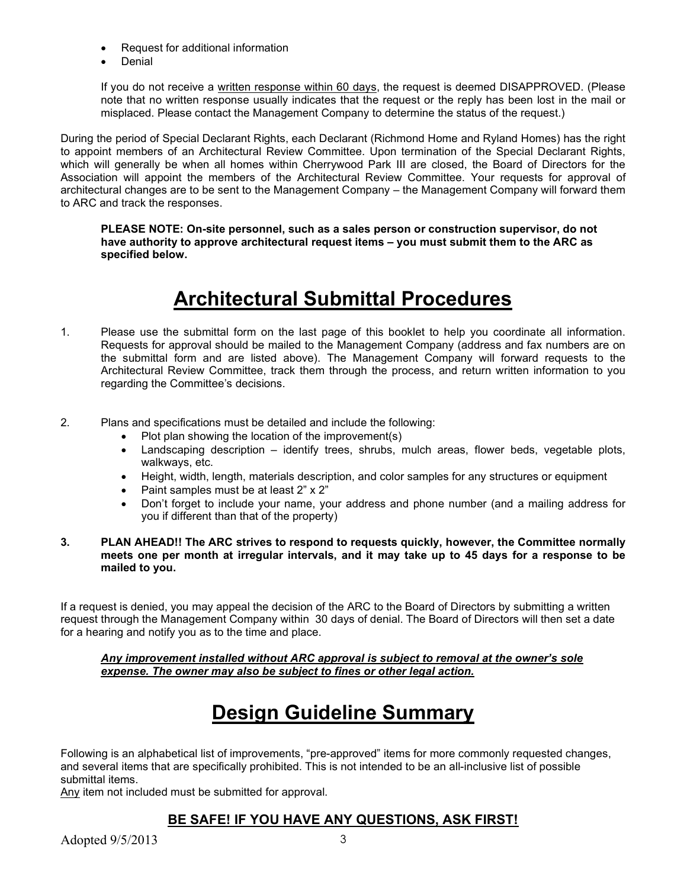- Request for additional information
- Denial

If you do not receive a <u>written response within 60 days</u>, the request is deemed DISAPPROVED. (Please note that no written response usually indicates that the request or the reply has been lost in the mail or misplaced. Please contact the Management Company to determine the status of the request.)

During the period of Special Declarant Rights, each Declarant (Richmond Home and Ryland Homes) has the right to appoint members of an Architectural Review Committee. Upon termination of the Special Declarant Rights, which will generally be when all homes within Cherrywood Park III are closed, the Board of Directors for the Association will appoint the members of the Architectural Review Committee. Your requests for approval of architectural changes are to be sent to the Management Company – the Management Company will forward them to ARC and track the responses.

**PLEASE NOTE: On-site personnel, such as a sales person or construction supervisor, do not have authority to approve architectural request items – you must submit them to the ARC as specified below.**

# <u>Architectural Submittal Procedures</u>

1. Please use the submittal form on the last page of this booklet to help you coordinate all information. Requests for approval should be mailed to the Management Company (address and fax numbers are on the submittal form and are listed above). The Management Company will forward requests to the Architectural Review Committee, track them through the process, and return written information to you regarding the Committee's decisions.

2. Plans and specifications must be detailed and include the following:
   - Plot plan showing the location of the improvement(s)
   - Landscaping description – identify trees, shrubs, mulch areas, flower beds, vegetable plots, walkways, etc.
   - Height, width, length, materials description, and color samples for any structures or equipment
   - Paint samples must be at least 2" x 2"
   - Don't forget to include your name, your address and phone number (and a mailing address for you if different than that of the property)

3. **PLAN AHEAD!! The ARC strives to respond to requests quickly, however, the Committee normally meets one per month at irregular intervals, and it may take up to 45 days for a response to be mailed to you.**

If a request is denied, you may appeal the decision of the ARC to the Board of Directors by submitting a written request through the Management Company within 30 days of denial. The Board of Directors will then set a date for a hearing and notify you as to the time and place.

***<u>Any improvement installed without ARC approval is subject to removal at the owner's sole expense. The owner may also be subject to fines or other legal action.</u>***

# <u>Design Guideline Summary</u>

Following is an alphabetical list of improvements, "pre-approved" items for more commonly requested changes, and several items that are specifically prohibited. This is not intended to be an all-inclusive list of possible submittal items.

<u>Any</u> item not included must be submitted for approval.

## <u>BE SAFE! IF YOU HAVE ANY QUESTIONS, ASK FIRST!</u>

Adopted 9/5/2013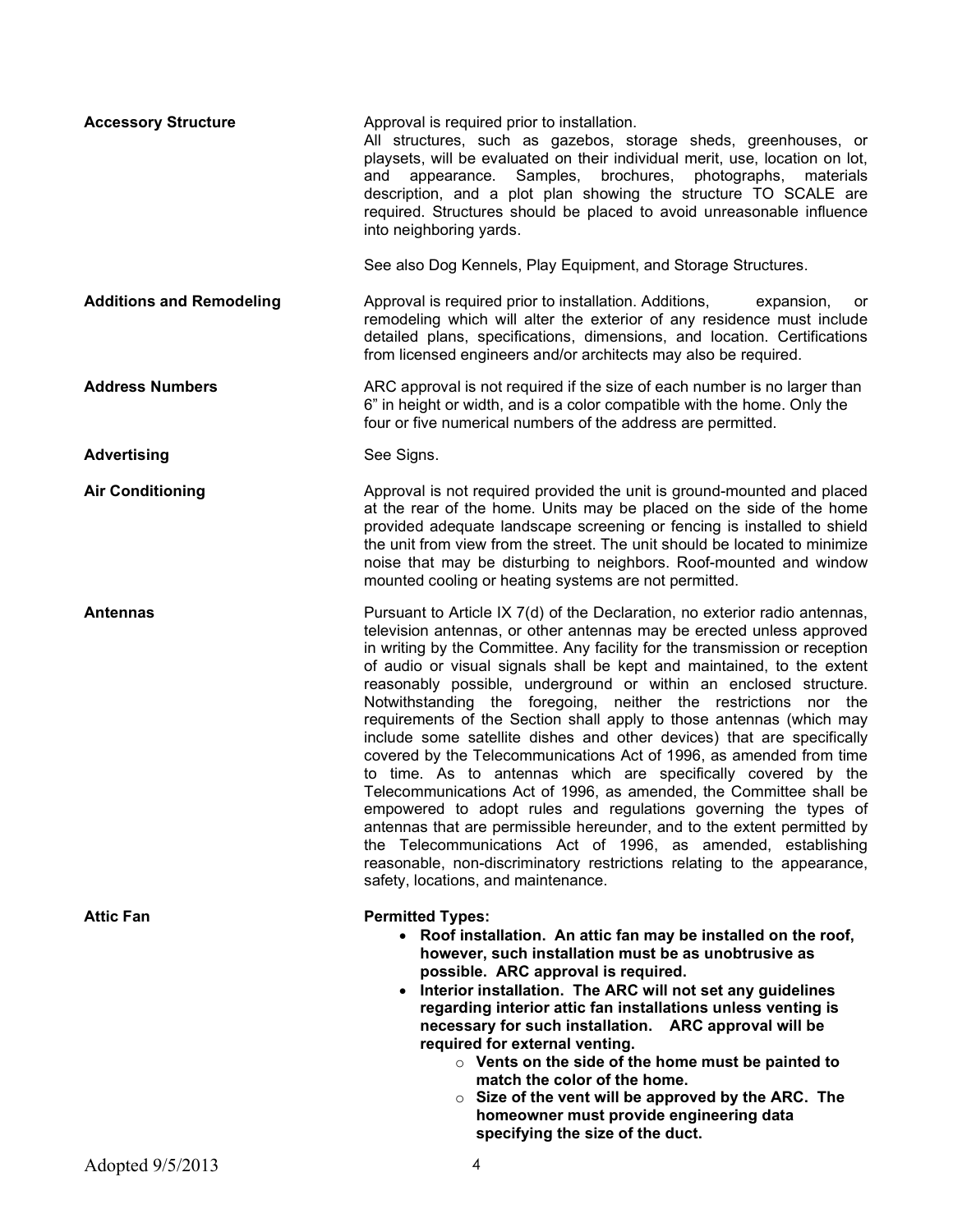**Accessory Structure**

Approval is required prior to installation.
All structures, such as gazebos, storage sheds, greenhouses, or playsets, will be evaluated on their individual merit, use, location on lot, and appearance. Samples, brochures, photographs, materials description, and a plot plan showing the structure TO SCALE are required. Structures should be placed to avoid unreasonable influence into neighboring yards.

See also Dog Kennels, Play Equipment, and Storage Structures.

**Additions and Remodeling**

Approval is required prior to installation. Additions, expansion, or remodeling which will alter the exterior of any residence must include detailed plans, specifications, dimensions, and location. Certifications from licensed engineers and/or architects may also be required.

**Address Numbers**

ARC approval is not required if the size of each number is no larger than 6" in height or width, and is a color compatible with the home. Only the four or five numerical numbers of the address are permitted.

**Advertising**

See Signs.

**Air Conditioning**

Approval is not required provided the unit is ground-mounted and placed at the rear of the home. Units may be placed on the side of the home provided adequate landscape screening or fencing is installed to shield the unit from view from the street. The unit should be located to minimize noise that may be disturbing to neighbors. Roof-mounted and window mounted cooling or heating systems are not permitted.

**Antennas**

Pursuant to Article IX 7(d) of the Declaration, no exterior radio antennas, television antennas, or other antennas may be erected unless approved in writing by the Committee. Any facility for the transmission or reception of audio or visual signals shall be kept and maintained, to the extent reasonably possible, underground or within an enclosed structure. Notwithstanding the foregoing, neither the restrictions nor the requirements of the Section shall apply to those antennas (which may include some satellite dishes and other devices) that are specifically covered by the Telecommunications Act of 1996, as amended from time to time. As to antennas which are specifically covered by the Telecommunications Act of 1996, as amended, the Committee shall be empowered to adopt rules and regulations governing the types of antennas that are permissible hereunder, and to the extent permitted by the Telecommunications Act of 1996, as amended, establishing reasonable, non-discriminatory restrictions relating to the appearance, safety, locations, and maintenance.

**Attic Fan**

**Permitted Types:**

- **Roof installation. An attic fan may be installed on the roof, however, such installation must be as unobtrusive as possible. ARC approval is required.**
- **Interior installation. The ARC will not set any guidelines regarding interior attic fan installations unless venting is necessary for such installation. ARC approval will be required for external venting.**
    - **Vents on the side of the home must be painted to match the color of the home.**
    - **Size of the vent will be approved by the ARC. The homeowner must provide engineering data specifying the size of the duct.**

Adopted 9/5/2013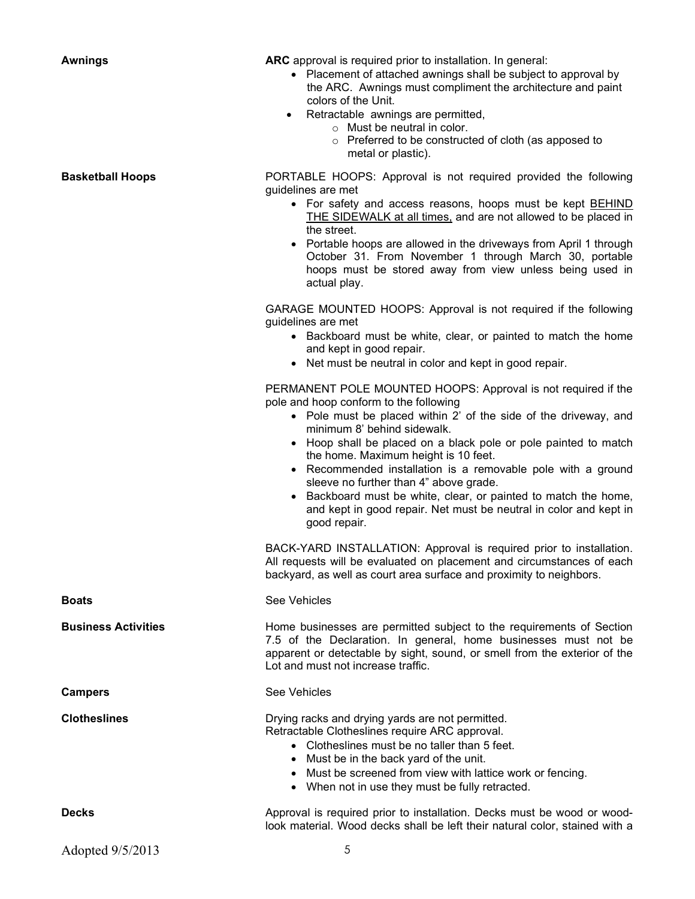**Awnings**

**ARC** approval is required prior to installation. In general:

- Placement of attached awnings shall be subject to approval by the ARC. Awnings must compliment the architecture and paint colors of the Unit.
- Retractable awnings are permitted,
  - Must be neutral in color.
  - Preferred to be constructed of cloth (as apposed to metal or plastic).

**Basketball Hoops**

PORTABLE HOOPS: Approval is not required provided the following guidelines are met

- For safety and access reasons, hoops must be kept <u>BEHIND THE SIDEWALK at all times,</u> and are not allowed to be placed in the street.
- Portable hoops are allowed in the driveways from April 1 through October 31. From November 1 through March 30, portable hoops must be stored away from view unless being used in actual play.

GARAGE MOUNTED HOOPS: Approval is not required if the following guidelines are met

- Backboard must be white, clear, or painted to match the home and kept in good repair.
- Net must be neutral in color and kept in good repair.

PERMANENT POLE MOUNTED HOOPS: Approval is not required if the pole and hoop conform to the following

- Pole must be placed within 2' of the side of the driveway, and minimum 8' behind sidewalk.
- Hoop shall be placed on a black pole or pole painted to match the home. Maximum height is 10 feet.
- Recommended installation is a removable pole with a ground sleeve no further than 4" above grade.
- Backboard must be white, clear, or painted to match the home, and kept in good repair. Net must be neutral in color and kept in good repair.

BACK-YARD INSTALLATION: Approval is required prior to installation. All requests will be evaluated on placement and circumstances of each backyard, as well as court area surface and proximity to neighbors.

**Boats**

See Vehicles

**Business Activities**

Home businesses are permitted subject to the requirements of Section 7.5 of the Declaration. In general, home businesses must not be apparent or detectable by sight, sound, or smell from the exterior of the Lot and must not increase traffic.

**Campers**

See Vehicles

**Clotheslines**

Drying racks and drying yards are not permitted.
Retractable Clotheslines require ARC approval.

- Clotheslines must be no taller than 5 feet.
- Must be in the back yard of the unit.
- Must be screened from view with lattice work or fencing.
- When not in use they must be fully retracted.

**Decks**

Approval is required prior to installation. Decks must be wood or wood-look material. Wood decks shall be left their natural color, stained with a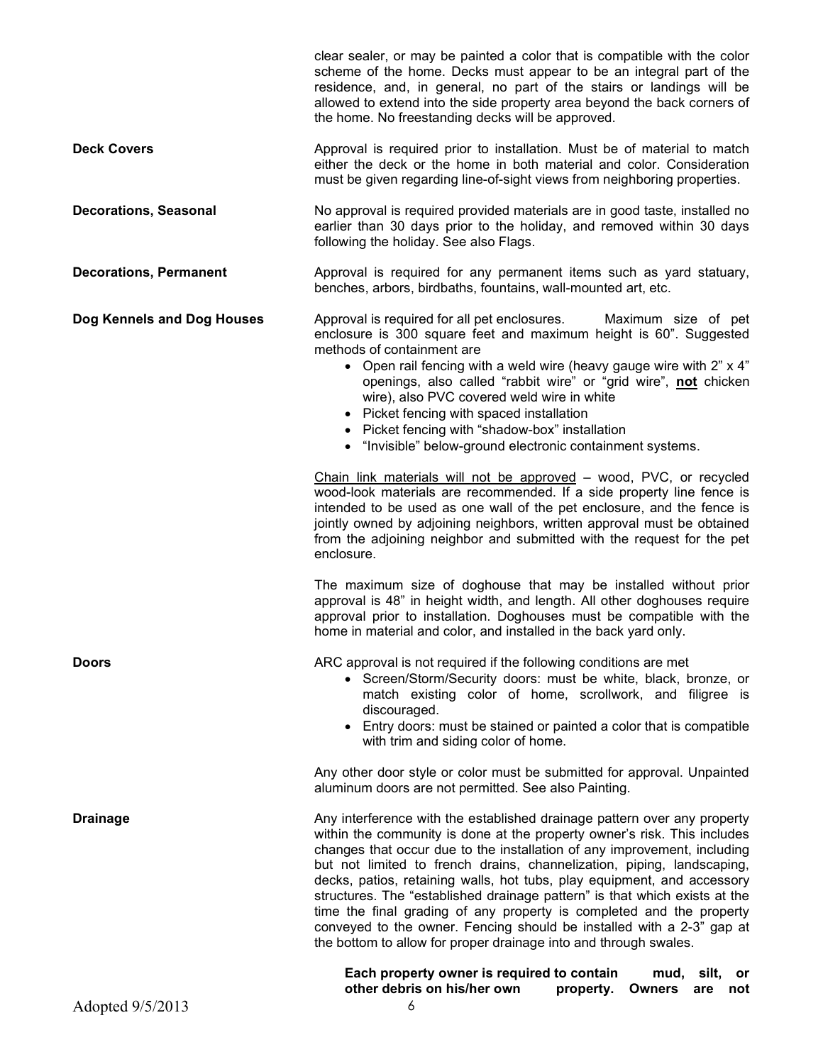clear sealer, or may be painted a color that is compatible with the color scheme of the home. Decks must appear to be an integral part of the residence, and, in general, no part of the stairs or landings will be allowed to extend into the side property area beyond the back corners of the home. No freestanding decks will be approved.

**Deck Covers**

Approval is required prior to installation. Must be of material to match either the deck or the home in both material and color. Consideration must be given regarding line-of-sight views from neighboring properties.

**Decorations, Seasonal**

No approval is required provided materials are in good taste, installed no earlier than 30 days prior to the holiday, and removed within 30 days following the holiday. See also Flags.

**Decorations, Permanent**

Approval is required for any permanent items such as yard statuary, benches, arbors, birdbaths, fountains, wall-mounted art, etc.

**Dog Kennels and Dog Houses**

Approval is required for all pet enclosures. Maximum size of pet enclosure is 300 square feet and maximum height is 60". Suggested methods of containment are

- Open rail fencing with a weld wire (heavy gauge wire with 2" x 4" openings, also called "rabbit wire" or "grid wire", **not** chicken wire), also PVC covered weld wire in white
- Picket fencing with spaced installation
- Picket fencing with "shadow-box" installation
- "Invisible" below-ground electronic containment systems.

Chain link materials will not be approved – wood, PVC, or recycled wood-look materials are recommended. If a side property line fence is intended to be used as one wall of the pet enclosure, and the fence is jointly owned by adjoining neighbors, written approval must be obtained from the adjoining neighbor and submitted with the request for the pet enclosure.

The maximum size of doghouse that may be installed without prior approval is 48" in height width, and length. All other doghouses require approval prior to installation. Doghouses must be compatible with the home in material and color, and installed in the back yard only.

**Doors**

ARC approval is not required if the following conditions are met

- Screen/Storm/Security doors: must be white, black, bronze, or match existing color of home, scrollwork, and filigree is discouraged.
- Entry doors: must be stained or painted a color that is compatible with trim and siding color of home.

Any other door style or color must be submitted for approval. Unpainted aluminum doors are not permitted. See also Painting.

**Drainage**

Any interference with the established drainage pattern over any property within the community is done at the property owner's risk. This includes changes that occur due to the installation of any improvement, including but not limited to french drains, channelization, piping, landscaping, decks, patios, retaining walls, hot tubs, play equipment, and accessory structures. The "established drainage pattern" is that which exists at the time the final grading of any property is completed and the property conveyed to the owner. Fencing should be installed with a 2-3" gap at the bottom to allow for proper drainage into and through swales.

**Each property owner is required to contain mud, silt, or other debris on his/her own property. Owners are not**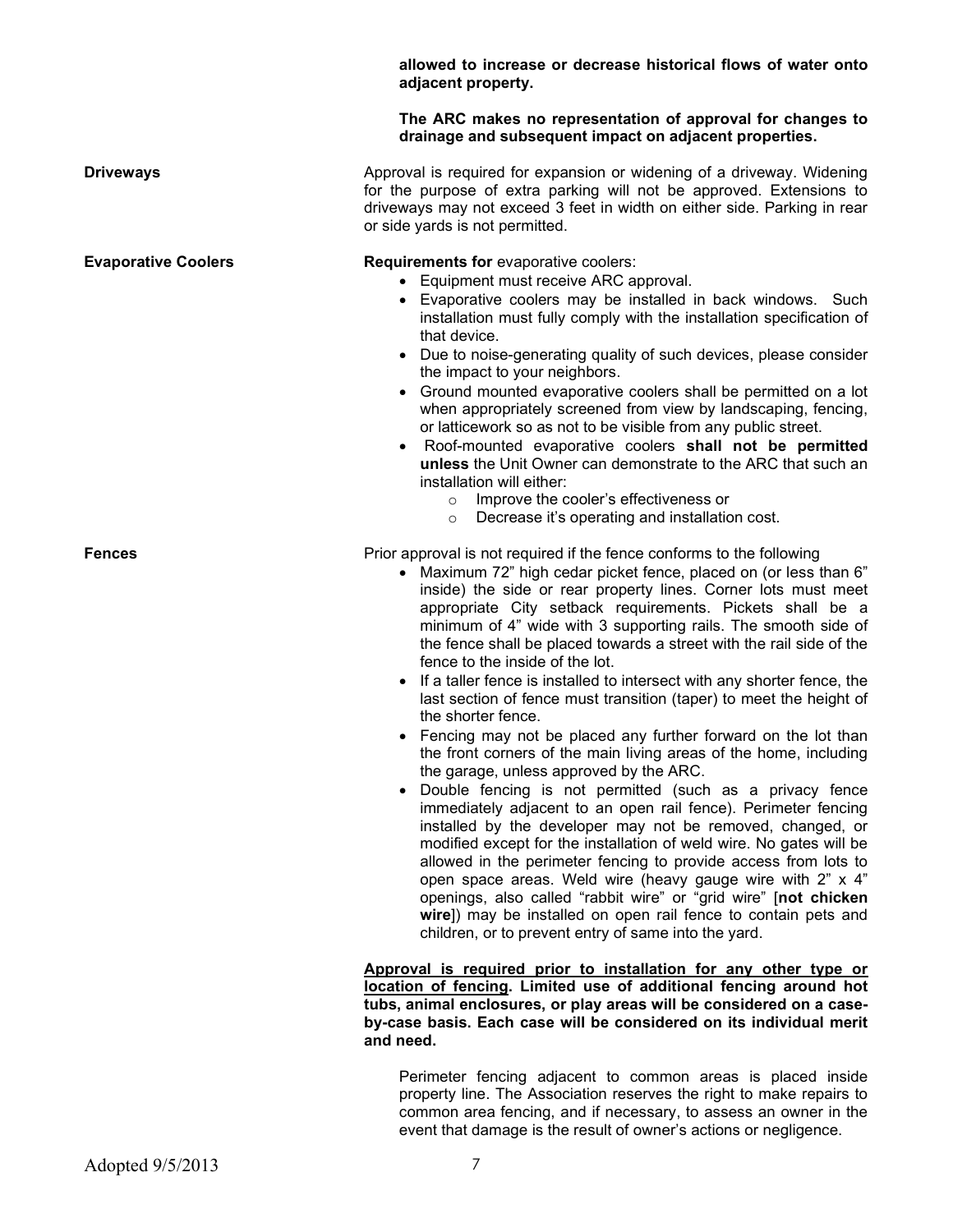**allowed to increase or decrease historical flows of water onto adjacent property.**

**The ARC makes no representation of approval for changes to drainage and subsequent impact on adjacent properties.**

**Driveways**

Approval is required for expansion or widening of a driveway. Widening for the purpose of extra parking will not be approved. Extensions to driveways may not exceed 3 feet in width on either side. Parking in rear or side yards is not permitted.

**Evaporative Coolers**

**Requirements for** evaporative coolers:

- Equipment must receive ARC approval.
- Evaporative coolers may be installed in back windows. Such installation must fully comply with the installation specification of that device.
- Due to noise-generating quality of such devices, please consider the impact to your neighbors.
- Ground mounted evaporative coolers shall be permitted on a lot when appropriately screened from view by landscaping, fencing, or latticework so as not to be visible from any public street.
- Roof-mounted evaporative coolers **shall not be permitted unless** the Unit Owner can demonstrate to the ARC that such an installation will either:
  - Improve the cooler's effectiveness or
  - Decrease it's operating and installation cost.

**Fences**

Prior approval is not required if the fence conforms to the following

- Maximum 72" high cedar picket fence, placed on (or less than 6" inside) the side or rear property lines. Corner lots must meet appropriate City setback requirements. Pickets shall be a minimum of 4" wide with 3 supporting rails. The smooth side of the fence shall be placed towards a street with the rail side of the fence to the inside of the lot.
- If a taller fence is installed to intersect with any shorter fence, the last section of fence must transition (taper) to meet the height of the shorter fence.
- Fencing may not be placed any further forward on the lot than the front corners of the main living areas of the home, including the garage, unless approved by the ARC.
- Double fencing is not permitted (such as a privacy fence immediately adjacent to an open rail fence). Perimeter fencing installed by the developer may not be removed, changed, or modified except for the installation of weld wire. No gates will be allowed in the perimeter fencing to provide access from lots to open space areas. Weld wire (heavy gauge wire with 2" x 4" openings, also called "rabbit wire" or "grid wire" [**not chicken wire**]) may be installed on open rail fence to contain pets and children, or to prevent entry of same into the yard.

**<u>Approval is required prior to installation for any other type or location of fencing</u>. Limited use of additional fencing around hot tubs, animal enclosures, or play areas will be considered on a case-by-case basis. Each case will be considered on its individual merit and need.**

Perimeter fencing adjacent to common areas is placed inside property line. The Association reserves the right to make repairs to common area fencing, and if necessary, to assess an owner in the event that damage is the result of owner's actions or negligence.

Adopted 9/5/2013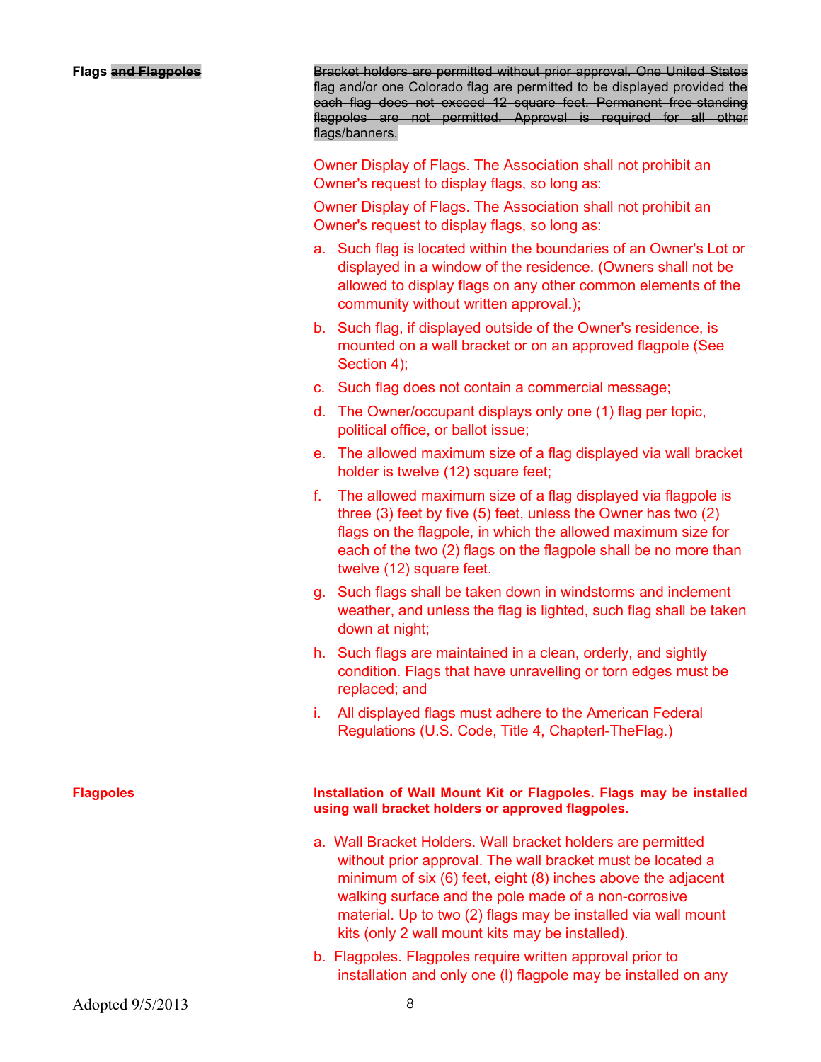**Flags ~~and Flagpoles~~**

~~Bracket holders are permitted without prior approval. One United States flag and/or one Colorado flag are permitted to be displayed provided the each flag does not exceed 12 square feet. Permanent free-standing flagpoles are not permitted. Approval is required for all other flags/banners.~~

Owner Display of Flags. The Association shall not prohibit an Owner's request to display flags, so long as:

Owner Display of Flags. The Association shall not prohibit an Owner's request to display flags, so long as:

a. Such flag is located within the boundaries of an Owner's Lot or displayed in a window of the residence. (Owners shall not be allowed to display flags on any other common elements of the community without written approval.);

b. Such flag, if displayed outside of the Owner's residence, is mounted on a wall bracket or on an approved flagpole (See Section 4);

c. Such flag does not contain a commercial message;

d. The Owner/occupant displays only one (1) flag per topic, political office, or ballot issue;

e. The allowed maximum size of a flag displayed via wall bracket holder is twelve (12) square feet;

f. The allowed maximum size of a flag displayed via flagpole is three (3) feet by five (5) feet, unless the Owner has two (2) flags on the flagpole, in which the allowed maximum size for each of the two (2) flags on the flagpole shall be no more than twelve (12) square feet.

g. Such flags shall be taken down in windstorms and inclement weather, and unless the flag is lighted, such flag shall be taken down at night;

h. Such flags are maintained in a clean, orderly, and sightly condition. Flags that have unravelling or torn edges must be replaced; and

i. All displayed flags must adhere to the American Federal Regulations (U.S. Code, Title 4, Chapterl-TheFlag.)

**Flagpoles**

**Installation of Wall Mount Kit or Flagpoles. Flags may be installed using wall bracket holders or approved flagpoles.**

a. Wall Bracket Holders. Wall bracket holders are permitted without prior approval. The wall bracket must be located a minimum of six (6) feet, eight (8) inches above the adjacent walking surface and the pole made of a non-corrosive material. Up to two (2) flags may be installed via wall mount kits (only 2 wall mount kits may be installed).

b. Flagpoles. Flagpoles require written approval prior to installation and only one (l) flagpole may be installed on any

Adopted 9/5/2013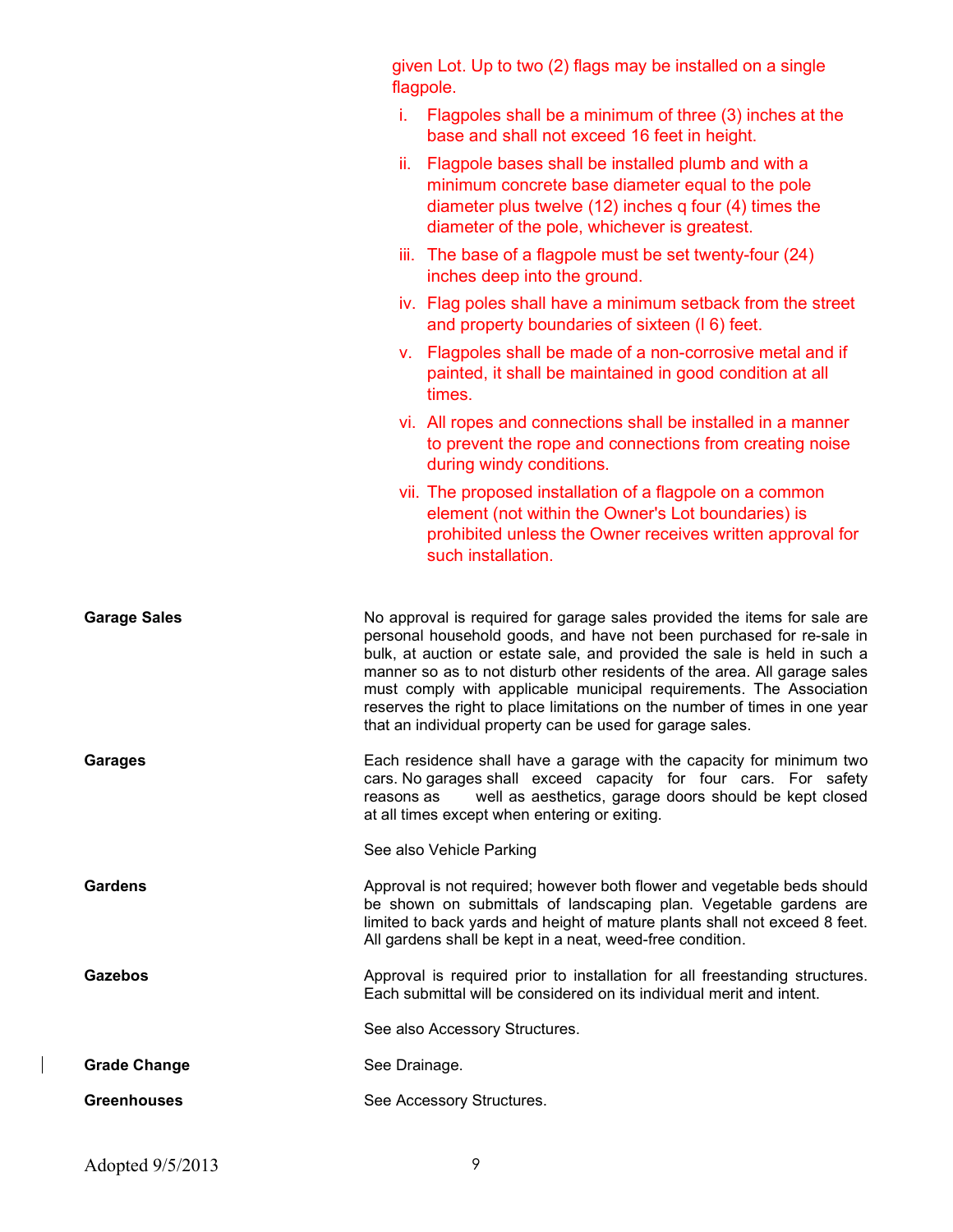given Lot. Up to two (2) flags may be installed on a single flagpole.

i. Flagpoles shall be a minimum of three (3) inches at the base and shall not exceed 16 feet in height.

ii. Flagpole bases shall be installed plumb and with a minimum concrete base diameter equal to the pole diameter plus twelve (12) inches q four (4) times the diameter of the pole, whichever is greatest.

iii. The base of a flagpole must be set twenty-four (24) inches deep into the ground.

iv. Flag poles shall have a minimum setback from the street and property boundaries of sixteen (l 6) feet.

v. Flagpoles shall be made of a non-corrosive metal and if painted, it shall be maintained in good condition at all times.

vi. All ropes and connections shall be installed in a manner to prevent the rope and connections from creating noise during windy conditions.

vii. The proposed installation of a flagpole on a common element (not within the Owner's Lot boundaries) is prohibited unless the Owner receives written approval for such installation.

**Garage Sales**

No approval is required for garage sales provided the items for sale are personal household goods, and have not been purchased for re-sale in bulk, at auction or estate sale, and provided the sale is held in such a manner so as to not disturb other residents of the area. All garage sales must comply with applicable municipal requirements. The Association reserves the right to place limitations on the number of times in one year that an individual property can be used for garage sales.

**Garages**

Each residence shall have a garage with the capacity for minimum two cars. No garages shall exceed capacity for four cars. For safety reasons as well as aesthetics, garage doors should be kept closed at all times except when entering or exiting.

See also Vehicle Parking

**Gardens**

Approval is not required; however both flower and vegetable beds should be shown on submittals of landscaping plan. Vegetable gardens are limited to back yards and height of mature plants shall not exceed 8 feet. All gardens shall be kept in a neat, weed-free condition.

**Gazebos**

Approval is required prior to installation for all freestanding structures. Each submittal will be considered on its individual merit and intent.

See also Accessory Structures.

**Grade Change**

See Drainage.

**Greenhouses**

See Accessory Structures.

Adopted 9/5/2013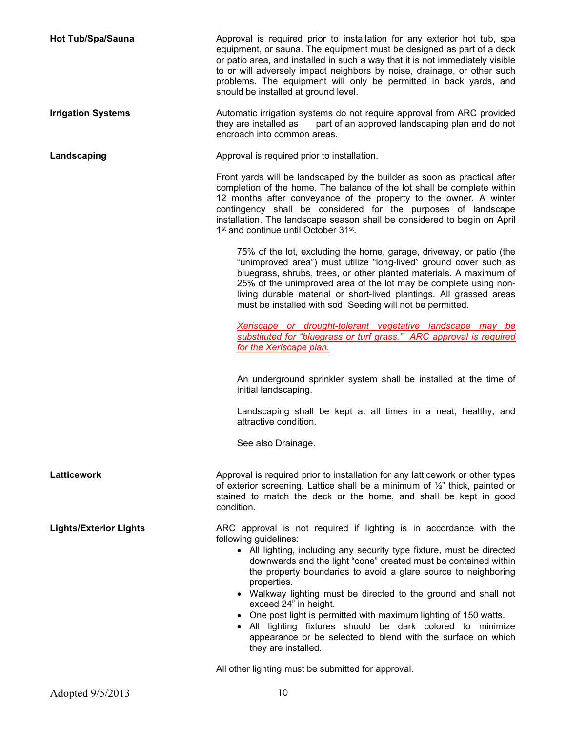**Hot Tub/Spa/Sauna**

Approval is required prior to installation for any exterior hot tub, spa equipment, or sauna. The equipment must be designed as part of a deck or patio area, and installed in such a way that it is not immediately visible to or will adversely impact neighbors by noise, drainage, or other such problems. The equipment will only be permitted in back yards, and should be installed at ground level.

**Irrigation Systems**

Automatic irrigation systems do not require approval from ARC provided they are installed as part of an approved landscaping plan and do not encroach into common areas.

**Landscaping**

Approval is required prior to installation.

Front yards will be landscaped by the builder as soon as practical after completion of the home. The balance of the lot shall be complete within 12 months after conveyance of the property to the owner. A winter contingency shall be considered for the purposes of landscape installation. The landscape season shall be considered to begin on April 1st and continue until October 31st.

> 75% of the lot, excluding the home, garage, driveway, or patio (the "unimproved area") must utilize "long-lived" ground cover such as bluegrass, shrubs, trees, or other planted materials. A maximum of 25% of the unimproved area of the lot may be complete using non-living durable material or short-lived plantings. All grassed areas must be installed with sod. Seeding will not be permitted.
>
> *Xeriscape or drought-tolerant vegetative landscape may be substituted for "bluegrass or turf grass." ARC approval is required for the Xeriscape plan.*
>
> An underground sprinkler system shall be installed at the time of initial landscaping.
>
> Landscaping shall be kept at all times in a neat, healthy, and attractive condition.
>
> See also Drainage.

**Latticework**

Approval is required prior to installation for any latticework or other types of exterior screening. Lattice shall be a minimum of ½" thick, painted or stained to match the deck or the home, and shall be kept in good condition.

**Lights/Exterior Lights**

ARC approval is not required if lighting is in accordance with the following guidelines:

- All lighting, including any security type fixture, must be directed downwards and the light "cone" created must be contained within the property boundaries to avoid a glare source to neighboring properties.
- Walkway lighting must be directed to the ground and shall not exceed 24" in height.
- One post light is permitted with maximum lighting of 150 watts.
- All lighting fixtures should be dark colored to minimize appearance or be selected to blend with the surface on which they are installed.

All other lighting must be submitted for approval.

Adopted 9/5/2013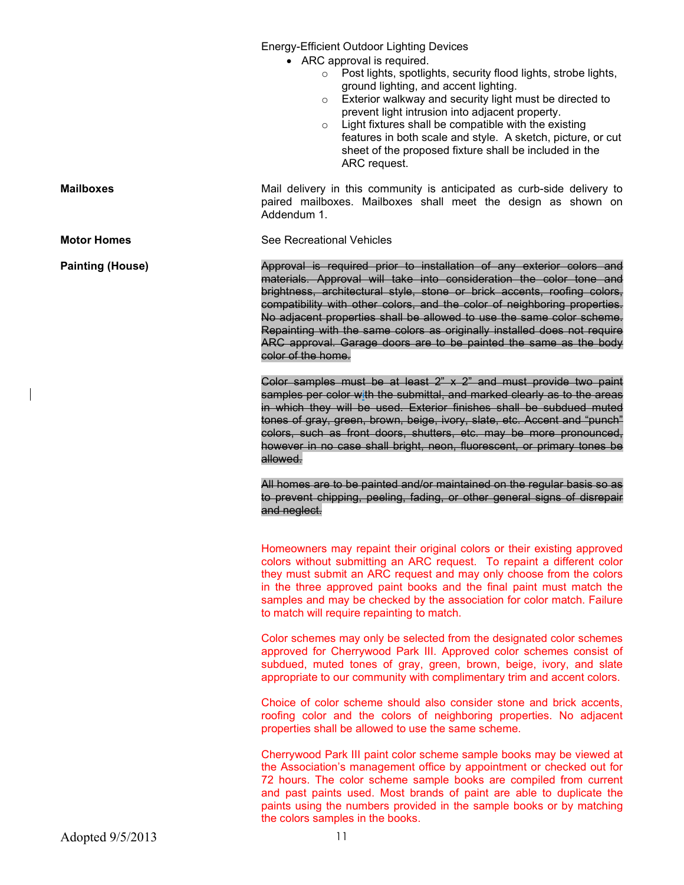Energy-Efficient Outdoor Lighting Devices

- ARC approval is required.
  - Post lights, spotlights, security flood lights, strobe lights, ground lighting, and accent lighting.
  - Exterior walkway and security light must be directed to prevent light intrusion into adjacent property.
  - Light fixtures shall be compatible with the existing features in both scale and style. A sketch, picture, or cut sheet of the proposed fixture shall be included in the ARC request.

**Mailboxes**

Mail delivery in this community is anticipated as curb-side delivery to paired mailboxes. Mailboxes shall meet the design as shown on Addendum 1.

**Motor Homes**

See Recreational Vehicles

**Painting (House)**

~~Approval is required prior to installation of any exterior colors and materials. Approval will take into consideration the color tone and brightness, architectural style, stone or brick accents, roofing colors, compatibility with other colors, and the color of neighboring properties. No adjacent properties shall be allowed to use the same color scheme. Repainting with the same colors as originally installed does not require ARC approval. Garage doors are to be painted the same as the body color of the home.~~

~~Color samples must be at least 2" x 2" and must provide two paint samples per color with the submittal, and marked clearly as to the areas in which they will be used. Exterior finishes shall be subdued muted tones of gray, green, brown, beige, ivory, slate, etc. Accent and "punch" colors, such as front doors, shutters, etc. may be more pronounced, however in no case shall bright, neon, fluorescent, or primary tones be allowed.~~

~~All homes are to be painted and/or maintained on the regular basis so as to prevent chipping, peeling, fading, or other general signs of disrepair and neglect.~~

Homeowners may repaint their original colors or their existing approved colors without submitting an ARC request. To repaint a different color they must submit an ARC request and may only choose from the colors in the three approved paint books and the final paint must match the samples and may be checked by the association for color match. Failure to match will require repainting to match.

Color schemes may only be selected from the designated color schemes approved for Cherrywood Park III. Approved color schemes consist of subdued, muted tones of gray, green, brown, beige, ivory, and slate appropriate to our community with complimentary trim and accent colors.

Choice of color scheme should also consider stone and brick accents, roofing color and the colors of neighboring properties. No adjacent properties shall be allowed to use the same scheme.

Cherrywood Park III paint color scheme sample books may be viewed at the Association's management office by appointment or checked out for 72 hours. The color scheme sample books are compiled from current and past paints used. Most brands of paint are able to duplicate the paints using the numbers provided in the sample books or by matching the colors samples in the books.

Adopted 9/5/2013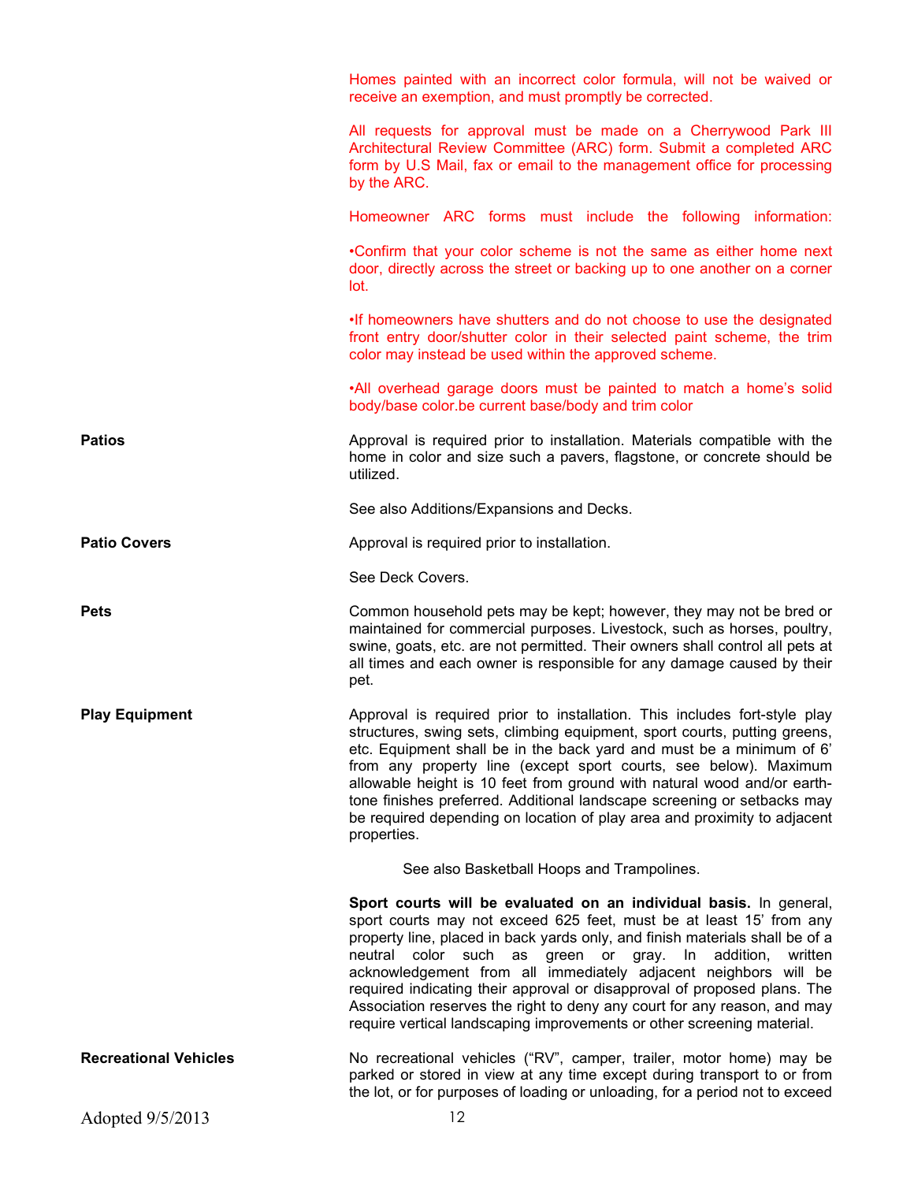Homes painted with an incorrect color formula, will not be waived or receive an exemption, and must promptly be corrected.

All requests for approval must be made on a Cherrywood Park III Architectural Review Committee (ARC) form. Submit a completed ARC form by U.S Mail, fax or email to the management office for processing by the ARC.

Homeowner ARC forms must include the following information:

•Confirm that your color scheme is not the same as either home next door, directly across the street or backing up to one another on a corner lot.

•If homeowners have shutters and do not choose to use the designated front entry door/shutter color in their selected paint scheme, the trim color may instead be used within the approved scheme.

•All overhead garage doors must be painted to match a home's solid body/base color.be current base/body and trim color

**Patios**

Approval is required prior to installation. Materials compatible with the home in color and size such a pavers, flagstone, or concrete should be utilized.

See also Additions/Expansions and Decks.

**Patio Covers**

Approval is required prior to installation.

See Deck Covers.

**Pets**

Common household pets may be kept; however, they may not be bred or maintained for commercial purposes. Livestock, such as horses, poultry, swine, goats, etc. are not permitted. Their owners shall control all pets at all times and each owner is responsible for any damage caused by their pet.

**Play Equipment**

Approval is required prior to installation. This includes fort-style play structures, swing sets, climbing equipment, sport courts, putting greens, etc. Equipment shall be in the back yard and must be a minimum of 6' from any property line (except sport courts, see below). Maximum allowable height is 10 feet from ground with natural wood and/or earth-tone finishes preferred. Additional landscape screening or setbacks may be required depending on location of play area and proximity to adjacent properties.

See also Basketball Hoops and Trampolines.

**Sport courts will be evaluated on an individual basis.** In general, sport courts may not exceed 625 feet, must be at least 15' from any property line, placed in back yards only, and finish materials shall be of a neutral color such as green or gray. In addition, written acknowledgement from all immediately adjacent neighbors will be required indicating their approval or disapproval of proposed plans. The Association reserves the right to deny any court for any reason, and may require vertical landscaping improvements or other screening material.

**Recreational Vehicles**

No recreational vehicles ("RV", camper, trailer, motor home) may be parked or stored in view at any time except during transport to or from the lot, or for purposes of loading or unloading, for a period not to exceed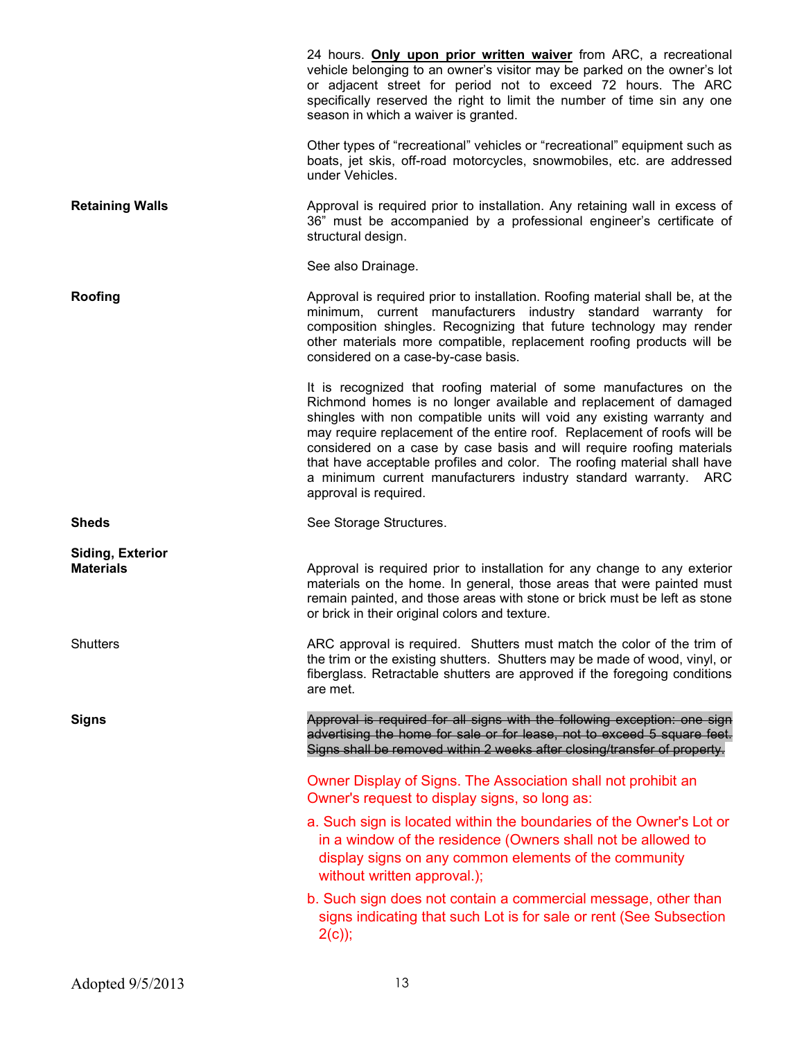24 hours. **Only upon prior written waiver** from ARC, a recreational vehicle belonging to an owner's visitor may be parked on the owner's lot or adjacent street for period not to exceed 72 hours. The ARC specifically reserved the right to limit the number of time sin any one season in which a waiver is granted.

Other types of "recreational" vehicles or "recreational" equipment such as boats, jet skis, off-road motorcycles, snowmobiles, etc. are addressed under Vehicles.

**Retaining Walls**

Approval is required prior to installation. Any retaining wall in excess of 36" must be accompanied by a professional engineer's certificate of structural design.

See also Drainage.

**Roofing**

Approval is required prior to installation. Roofing material shall be, at the minimum, current manufacturers industry standard warranty for composition shingles. Recognizing that future technology may render other materials more compatible, replacement roofing products will be considered on a case-by-case basis.

It is recognized that roofing material of some manufactures on the Richmond homes is no longer available and replacement of damaged shingles with non compatible units will void any existing warranty and may require replacement of the entire roof. Replacement of roofs will be considered on a case by case basis and will require roofing materials that have acceptable profiles and color. The roofing material shall have a minimum current manufacturers industry standard warranty. ARC approval is required.

**Sheds**

See Storage Structures.

**Siding, Exterior Materials**

Approval is required prior to installation for any change to any exterior materials on the home. In general, those areas that were painted must remain painted, and those areas with stone or brick must be left as stone or brick in their original colors and texture.

Shutters

ARC approval is required. Shutters must match the color of the trim of the trim or the existing shutters. Shutters may be made of wood, vinyl, or fiberglass. Retractable shutters are approved if the foregoing conditions are met.

**Signs**

~~Approval is required for all signs with the following exception: one sign advertising the home for sale or for lease, not to exceed 5 square feet. Signs shall be removed within 2 weeks after closing/transfer of property.~~

Owner Display of Signs. The Association shall not prohibit an Owner's request to display signs, so long as:

a. Such sign is located within the boundaries of the Owner's Lot or in a window of the residence (Owners shall not be allowed to display signs on any common elements of the community without written approval.);

b. Such sign does not contain a commercial message, other than signs indicating that such Lot is for sale or rent (See Subsection 2(c));

Adopted 9/5/2013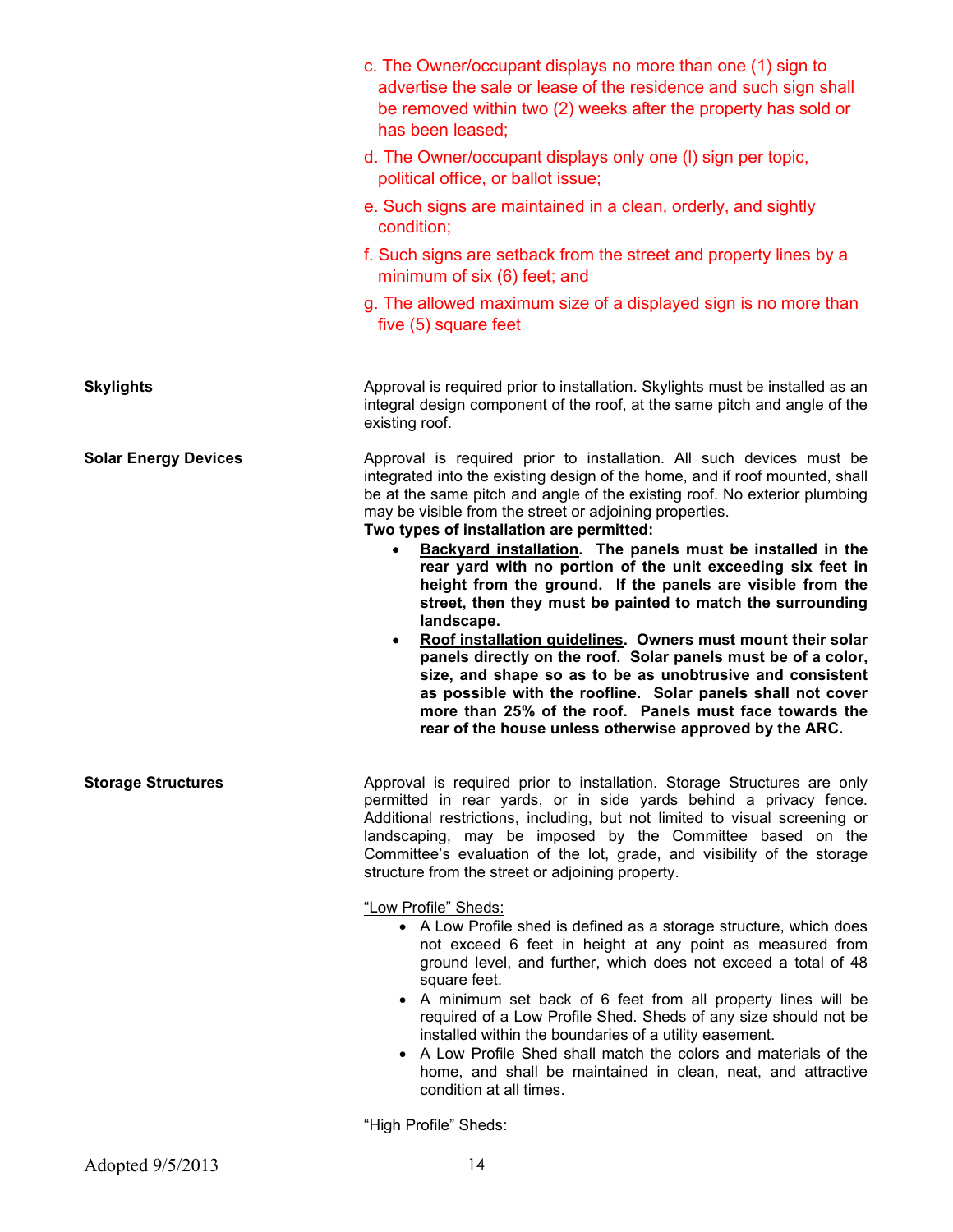c. The Owner/occupant displays no more than one (1) sign to advertise the sale or lease of the residence and such sign shall be removed within two (2) weeks after the property has sold or has been leased;

d. The Owner/occupant displays only one (l) sign per topic, political office, or ballot issue;

e. Such signs are maintained in a clean, orderly, and sightly condition;

f. Such signs are setback from the street and property lines by a minimum of six (6) feet; and

g. The allowed maximum size of a displayed sign is no more than five (5) square feet

**Skylights**

Approval is required prior to installation. Skylights must be installed as an integral design component of the roof, at the same pitch and angle of the existing roof.

**Solar Energy Devices**

Approval is required prior to installation. All such devices must be integrated into the existing design of the home, and if roof mounted, shall be at the same pitch and angle of the existing roof. No exterior plumbing may be visible from the street or adjoining properties.

**Two types of installation are permitted:**

- **Backyard installation. The panels must be installed in the rear yard with no portion of the unit exceeding six feet in height from the ground. If the panels are visible from the street, then they must be painted to match the surrounding landscape.**
- **Roof installation guidelines. Owners must mount their solar panels directly on the roof. Solar panels must be of a color, size, and shape so as to be as unobtrusive and consistent as possible with the roofline. Solar panels shall not cover more than 25% of the roof. Panels must face towards the rear of the house unless otherwise approved by the ARC.**

**Storage Structures**

Approval is required prior to installation. Storage Structures are only permitted in rear yards, or in side yards behind a privacy fence. Additional restrictions, including, but not limited to visual screening or landscaping, may be imposed by the Committee based on the Committee's evaluation of the lot, grade, and visibility of the storage structure from the street or adjoining property.

"Low Profile" Sheds:

- A Low Profile shed is defined as a storage structure, which does not exceed 6 feet in height at any point as measured from ground level, and further, which does not exceed a total of 48 square feet.
- A minimum set back of 6 feet from all property lines will be required of a Low Profile Shed. Sheds of any size should not be installed within the boundaries of a utility easement.
- A Low Profile Shed shall match the colors and materials of the home, and shall be maintained in clean, neat, and attractive condition at all times.

"High Profile" Sheds: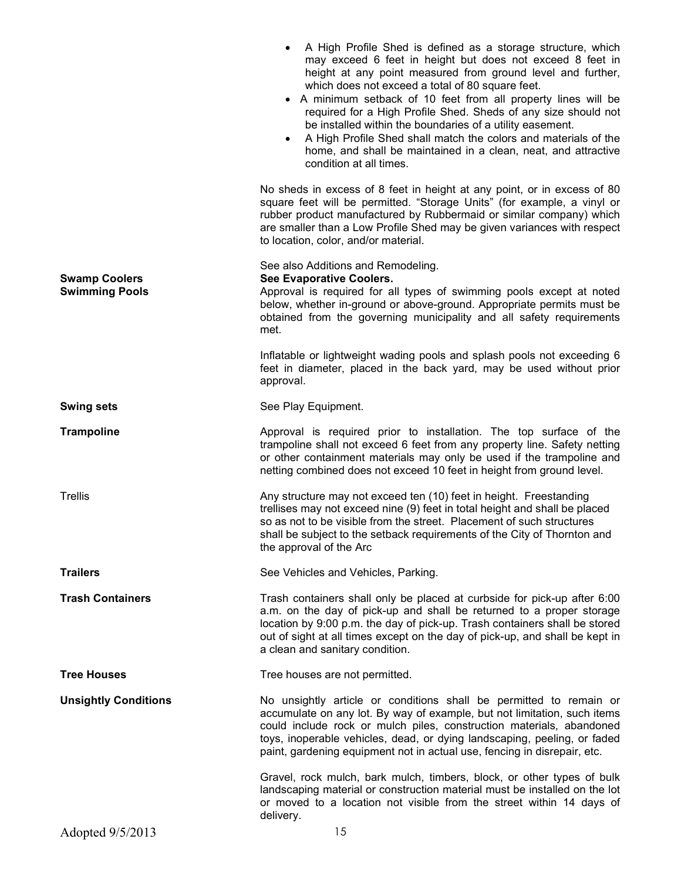- A High Profile Shed is defined as a storage structure, which may exceed 6 feet in height but does not exceed 8 feet in height at any point measured from ground level and further, which does not exceed a total of 80 square feet.
- A minimum setback of 10 feet from all property lines will be required for a High Profile Shed. Sheds of any size should not be installed within the boundaries of a utility easement.
- A High Profile Shed shall match the colors and materials of the home, and shall be maintained in a clean, neat, and attractive condition at all times.

No sheds in excess of 8 feet in height at any point, or in excess of 80 square feet will be permitted. "Storage Units" (for example, a vinyl or rubber product manufactured by Rubbermaid or similar company) which are smaller than a Low Profile Shed may be given variances with respect to location, color, and/or material.

See also Additions and Remodeling.

**Swamp Coolers**

**See Evaporative Coolers.**

**Swimming Pools**

Approval is required for all types of swimming pools except at noted below, whether in-ground or above-ground. Appropriate permits must be obtained from the governing municipality and all safety requirements met.

Inflatable or lightweight wading pools and splash pools not exceeding 6 feet in diameter, placed in the back yard, may be used without prior approval.

**Swing sets**

See Play Equipment.

**Trampoline**

Approval is required prior to installation. The top surface of the trampoline shall not exceed 6 feet from any property line. Safety netting or other containment materials may only be used if the trampoline and netting combined does not exceed 10 feet in height from ground level.

Trellis

Any structure may not exceed ten (10) feet in height. Freestanding trellises may not exceed nine (9) feet in total height and shall be placed so as not to be visible from the street. Placement of such structures shall be subject to the setback requirements of the City of Thornton and the approval of the Arc

**Trailers**

See Vehicles and Vehicles, Parking.

**Trash Containers**

Trash containers shall only be placed at curbside for pick-up after 6:00 a.m. on the day of pick-up and shall be returned to a proper storage location by 9:00 p.m. the day of pick-up. Trash containers shall be stored out of sight at all times except on the day of pick-up, and shall be kept in a clean and sanitary condition.

**Tree Houses**

Tree houses are not permitted.

**Unsightly Conditions**

No unsightly article or conditions shall be permitted to remain or accumulate on any lot. By way of example, but not limitation, such items could include rock or mulch piles, construction materials, abandoned toys, inoperable vehicles, dead, or dying landscaping, peeling, or faded paint, gardening equipment not in actual use, fencing in disrepair, etc.

Gravel, rock mulch, bark mulch, timbers, block, or other types of bulk landscaping material or construction material must be installed on the lot or moved to a location not visible from the street within 14 days of delivery.

Adopted 9/5/2013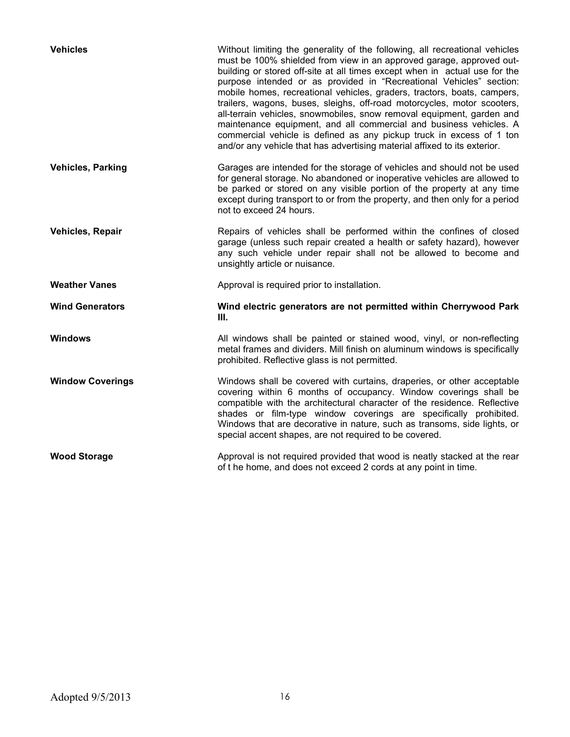**Vehicles**

Without limiting the generality of the following, all recreational vehicles must be 100% shielded from view in an approved garage, approved out-building or stored off-site at all times except when in actual use for the purpose intended or as provided in "Recreational Vehicles" section: mobile homes, recreational vehicles, graders, tractors, boats, campers, trailers, wagons, buses, sleighs, off-road motorcycles, motor scooters, all-terrain vehicles, snowmobiles, snow removal equipment, garden and maintenance equipment, and all commercial and business vehicles. A commercial vehicle is defined as any pickup truck in excess of 1 ton and/or any vehicle that has advertising material affixed to its exterior.

**Vehicles, Parking**

Garages are intended for the storage of vehicles and should not be used for general storage. No abandoned or inoperative vehicles are allowed to be parked or stored on any visible portion of the property at any time except during transport to or from the property, and then only for a period not to exceed 24 hours.

**Vehicles, Repair**

Repairs of vehicles shall be performed within the confines of closed garage (unless such repair created a health or safety hazard), however any such vehicle under repair shall not be allowed to become and unsightly article or nuisance.

**Weather Vanes**

Approval is required prior to installation.

**Wind Generators**

**Wind electric generators are not permitted within Cherrywood Park III.**

**Windows**

All windows shall be painted or stained wood, vinyl, or non-reflecting metal frames and dividers. Mill finish on aluminum windows is specifically prohibited. Reflective glass is not permitted.

**Window Coverings**

Windows shall be covered with curtains, draperies, or other acceptable covering within 6 months of occupancy. Window coverings shall be compatible with the architectural character of the residence. Reflective shades or film-type window coverings are specifically prohibited. Windows that are decorative in nature, such as transoms, side lights, or special accent shapes, are not required to be covered.

**Wood Storage**

Approval is not required provided that wood is neatly stacked at the rear of t he home, and does not exceed 2 cords at any point in time.

Adopted 9/5/2013